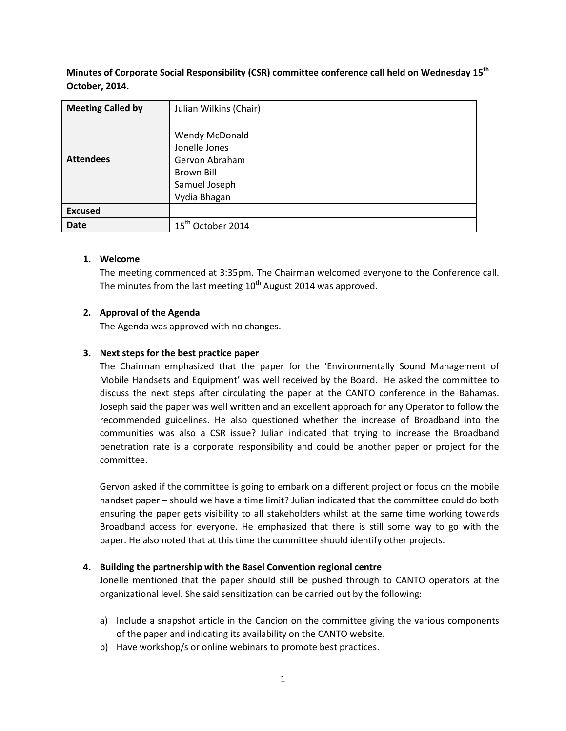**Minutes of Corporate Social Responsibility (CSR) committee conference call held on Wednesday 15th October, 2014.**

| **Meeting Called by** | Julian Wilkins (Chair) |
|---|---|
| **Attendees** | Wendy McDonald<br>Jonelle Jones<br>Gervon Abraham<br>Brown Bill<br>Samuel Joseph<br>Vydia Bhagan |
| **Excused** | |
| **Date** | 15th October 2014 |

1. **Welcome**

   The meeting commenced at 3:35pm. The Chairman welcomed everyone to the Conference call. The minutes from the last meeting 10th August 2014 was approved.

2. **Approval of the Agenda**

   The Agenda was approved with no changes.

3. **Next steps for the best practice paper**

   The Chairman emphasized that the paper for the 'Environmentally Sound Management of Mobile Handsets and Equipment' was well received by the Board. He asked the committee to discuss the next steps after circulating the paper at the CANTO conference in the Bahamas. Joseph said the paper was well written and an excellent approach for any Operator to follow the recommended guidelines. He also questioned whether the increase of Broadband into the communities was also a CSR issue? Julian indicated that trying to increase the Broadband penetration rate is a corporate responsibility and could be another paper or project for the committee.

   Gervon asked if the committee is going to embark on a different project or focus on the mobile handset paper – should we have a time limit? Julian indicated that the committee could do both ensuring the paper gets visibility to all stakeholders whilst at the same time working towards Broadband access for everyone. He emphasized that there is still some way to go with the paper. He also noted that at this time the committee should identify other projects.

4. **Building the partnership with the Basel Convention regional centre**

   Jonelle mentioned that the paper should still be pushed through to CANTO operators at the organizational level. She said sensitization can be carried out by the following:

   a) Include a snapshot article in the Cancion on the committee giving the various components of the paper and indicating its availability on the CANTO website.
   b) Have workshop/s or online webinars to promote best practices.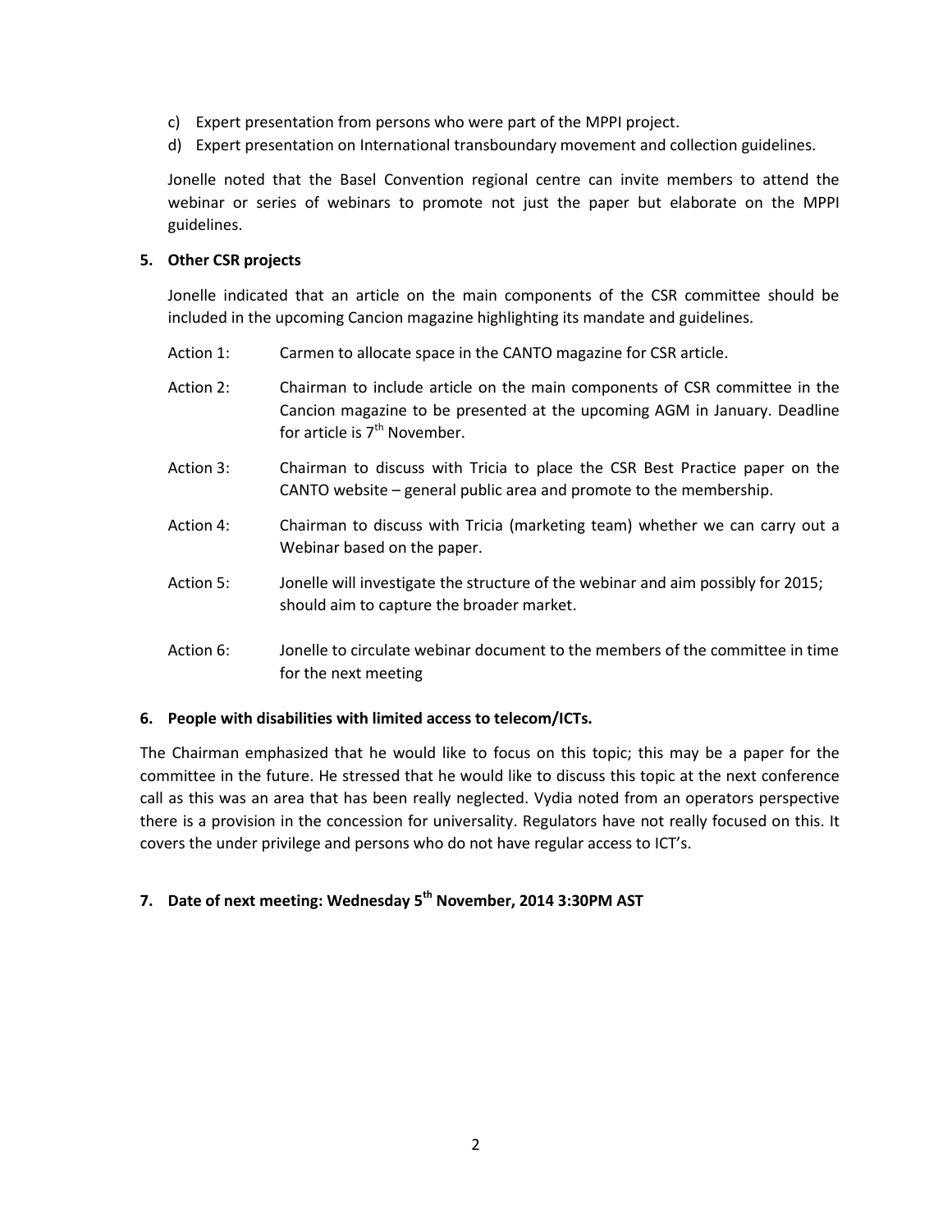c) Expert presentation from persons who were part of the MPPI project.
d) Expert presentation on International transboundary movement and collection guidelines.

Jonelle noted that the Basel Convention regional centre can invite members to attend the webinar or series of webinars to promote not just the paper but elaborate on the MPPI guidelines.

**5. Other CSR projects**

Jonelle indicated that an article on the main components of the CSR committee should be included in the upcoming Cancion magazine highlighting its mandate and guidelines.

Action 1: Carmen to allocate space in the CANTO magazine for CSR article.

Action 2: Chairman to include article on the main components of CSR committee in the Cancion magazine to be presented at the upcoming AGM in January. Deadline for article is 7th November.

Action 3: Chairman to discuss with Tricia to place the CSR Best Practice paper on the CANTO website – general public area and promote to the membership.

Action 4: Chairman to discuss with Tricia (marketing team) whether we can carry out a Webinar based on the paper.

Action 5: Jonelle will investigate the structure of the webinar and aim possibly for 2015; should aim to capture the broader market.

Action 6: Jonelle to circulate webinar document to the members of the committee in time for the next meeting

**6. People with disabilities with limited access to telecom/ICTs.**

The Chairman emphasized that he would like to focus on this topic; this may be a paper for the committee in the future. He stressed that he would like to discuss this topic at the next conference call as this was an area that has been really neglected. Vydia noted from an operators perspective there is a provision in the concession for universality. Regulators have not really focused on this. It covers the under privilege and persons who do not have regular access to ICT's.

**7. Date of next meeting: Wednesday 5th November, 2014 3:30PM AST**